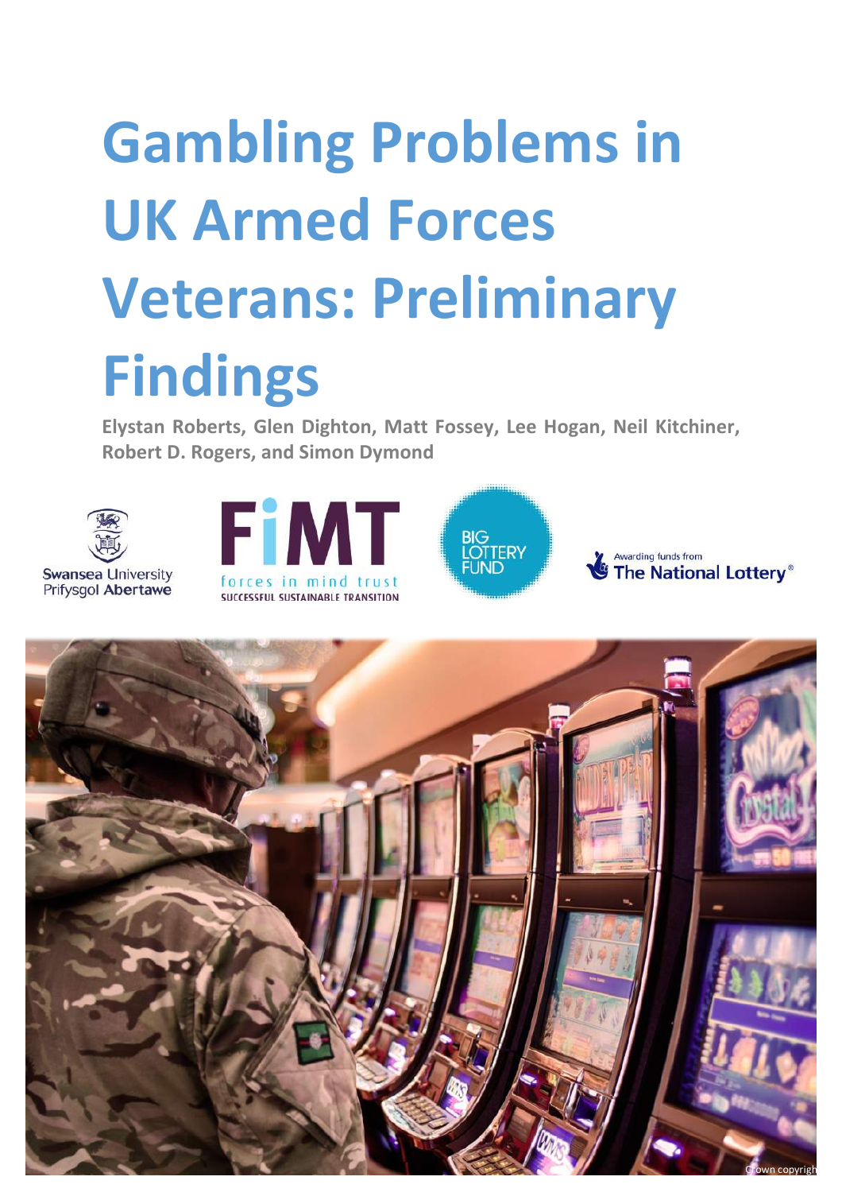# Gambling Problems in UK Armed Forces Veterans: Preliminary Findings

**Elystan Roberts, Glen Dighton, Matt Fossey, Lee Hogan, Neil Kitchiner, Robert D. Rogers, and Simon Dymond**

Swansea University
Prifysgol Abertawe

FiMT
forces in mind trust
SUCCESSFUL SUSTAINABLE TRANSITION

BIG LOTTERY FUND

Awarding funds from The National Lottery®

Crown copyright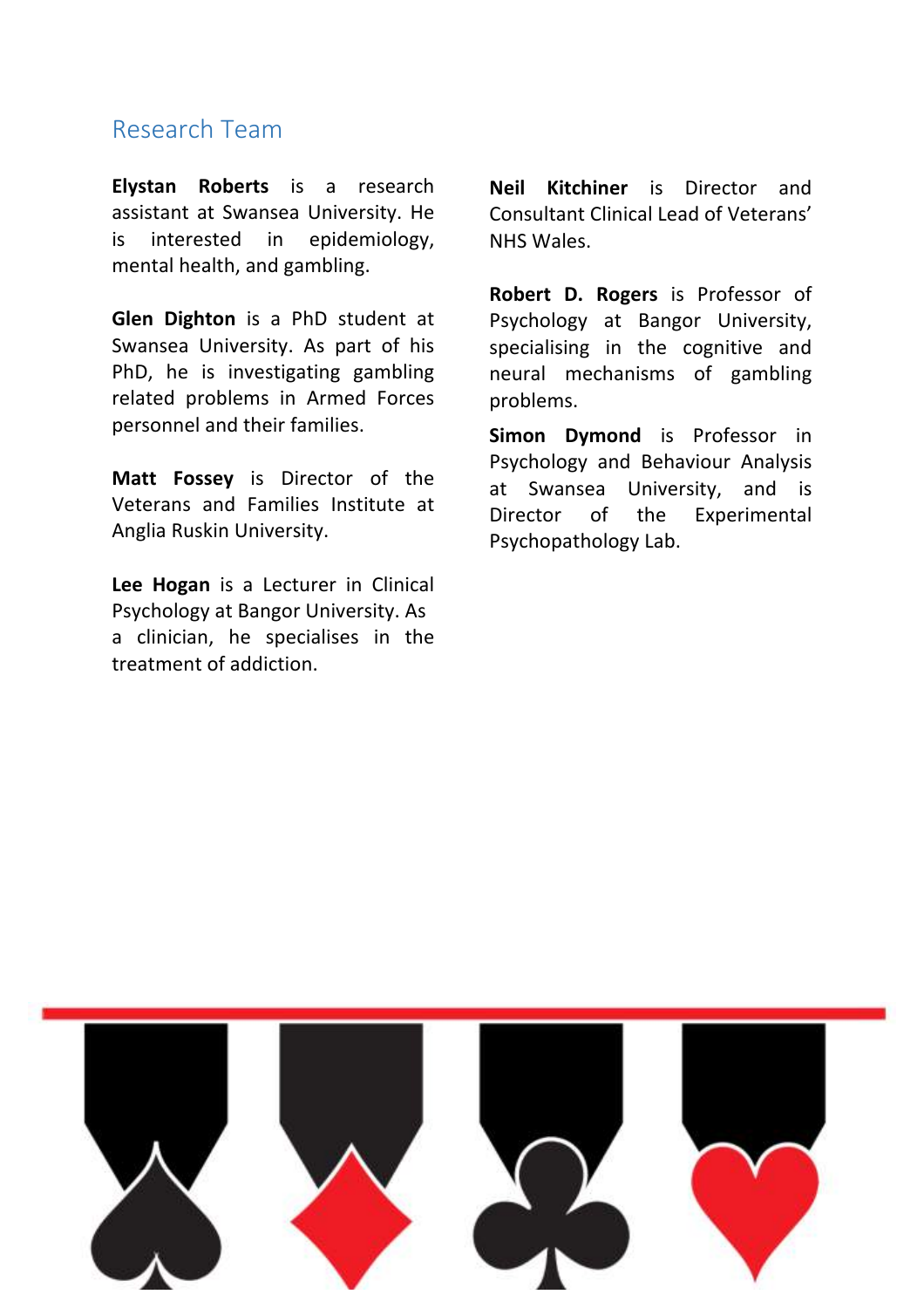## Research Team

**Elystan Roberts** is a research assistant at Swansea University. He is interested in epidemiology, mental health, and gambling.

**Glen Dighton** is a PhD student at Swansea University. As part of his PhD, he is investigating gambling related problems in Armed Forces personnel and their families.

**Matt Fossey** is Director of the Veterans and Families Institute at Anglia Ruskin University.

**Lee Hogan** is a Lecturer in Clinical Psychology at Bangor University. As a clinician, he specialises in the treatment of addiction.

**Neil Kitchiner** is Director and Consultant Clinical Lead of Veterans' NHS Wales.

**Robert D. Rogers** is Professor of Psychology at Bangor University, specialising in the cognitive and neural mechanisms of gambling problems.

**Simon Dymond** is Professor in Psychology and Behaviour Analysis at Swansea University, and is Director of the Experimental Psychopathology Lab.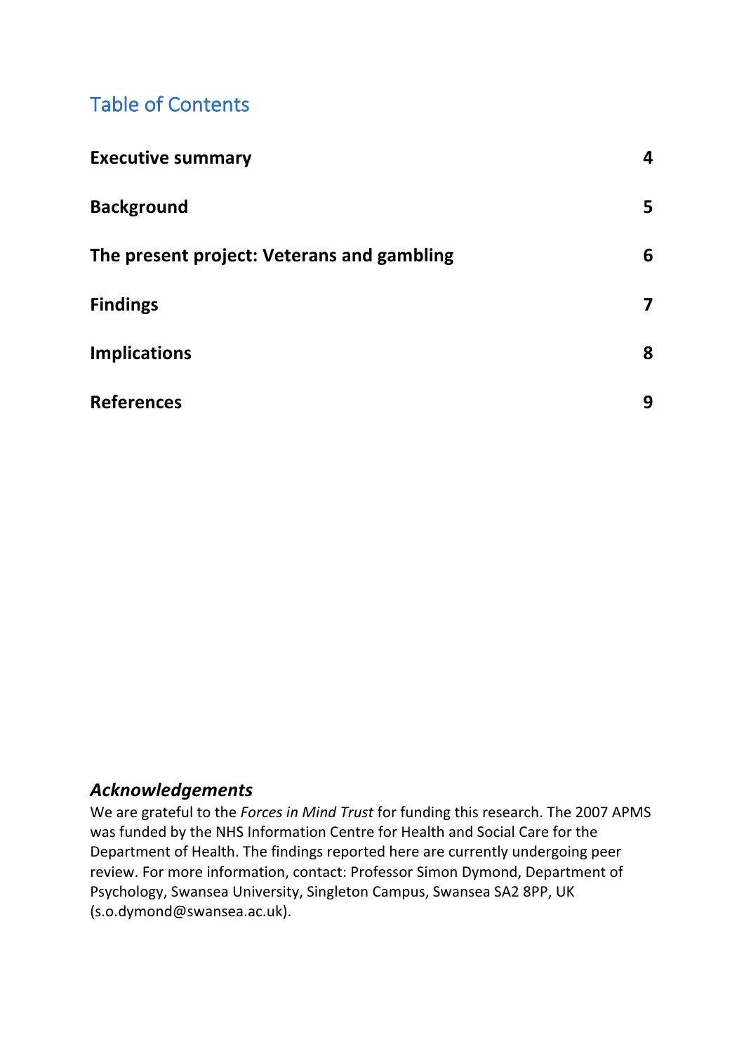## Table of Contents

| | |
|---|---|
| **Executive summary** | **4** |
| **Background** | **5** |
| **The present project: Veterans and gambling** | **6** |
| **Findings** | **7** |
| **Implications** | **8** |
| **References** | **9** |

### *Acknowledgements*

We are grateful to the *Forces in Mind Trust* for funding this research. The 2007 APMS was funded by the NHS Information Centre for Health and Social Care for the Department of Health. The findings reported here are currently undergoing peer review. For more information, contact: Professor Simon Dymond, Department of Psychology, Swansea University, Singleton Campus, Swansea SA2 8PP, UK (s.o.dymond@swansea.ac.uk).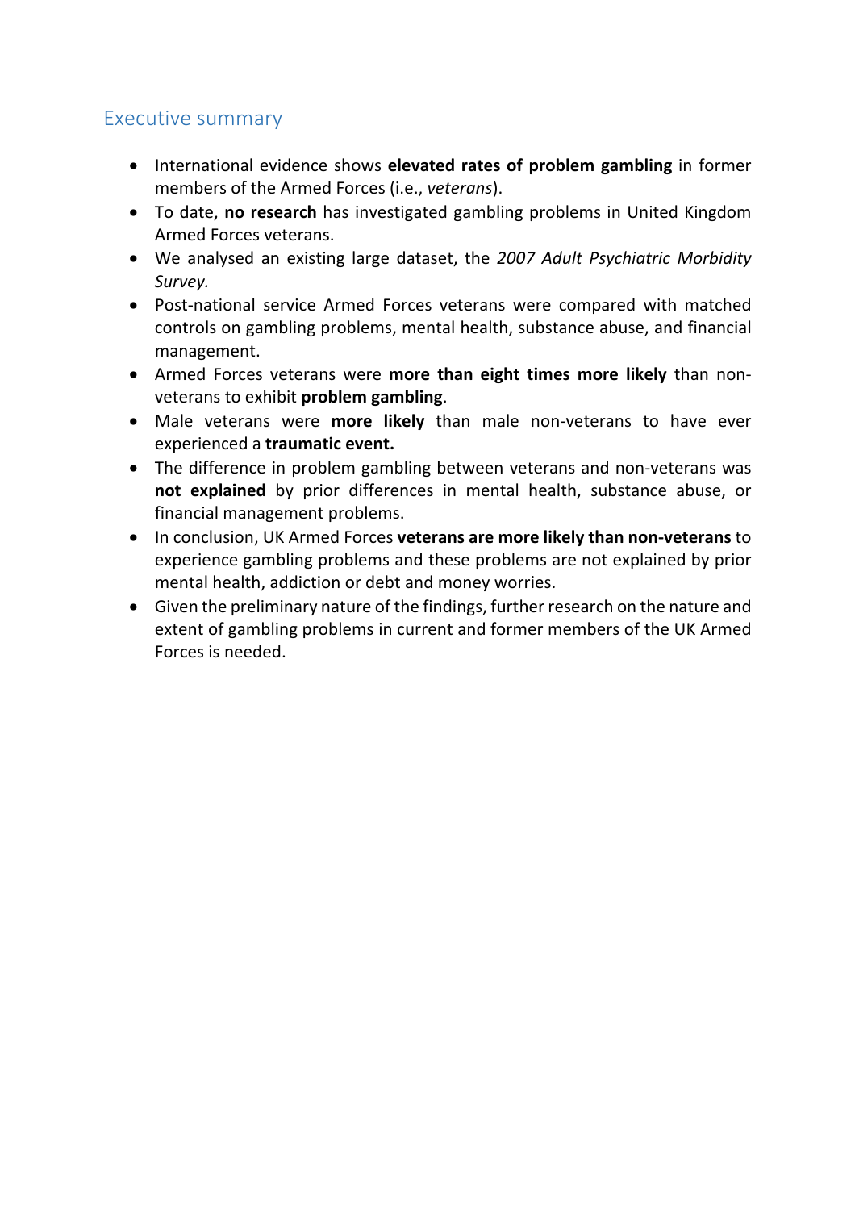## Executive summary

- International evidence shows **elevated rates of problem gambling** in former members of the Armed Forces (i.e., *veterans*).
- To date, **no research** has investigated gambling problems in United Kingdom Armed Forces veterans.
- We analysed an existing large dataset, the *2007 Adult Psychiatric Morbidity Survey.*
- Post-national service Armed Forces veterans were compared with matched controls on gambling problems, mental health, substance abuse, and financial management.
- Armed Forces veterans were **more than eight times more likely** than non-veterans to exhibit **problem gambling**.
- Male veterans were **more likely** than male non-veterans to have ever experienced a **traumatic event.**
- The difference in problem gambling between veterans and non-veterans was **not explained** by prior differences in mental health, substance abuse, or financial management problems.
- In conclusion, UK Armed Forces **veterans are more likely than non-veterans** to experience gambling problems and these problems are not explained by prior mental health, addiction or debt and money worries.
- Given the preliminary nature of the findings, further research on the nature and extent of gambling problems in current and former members of the UK Armed Forces is needed.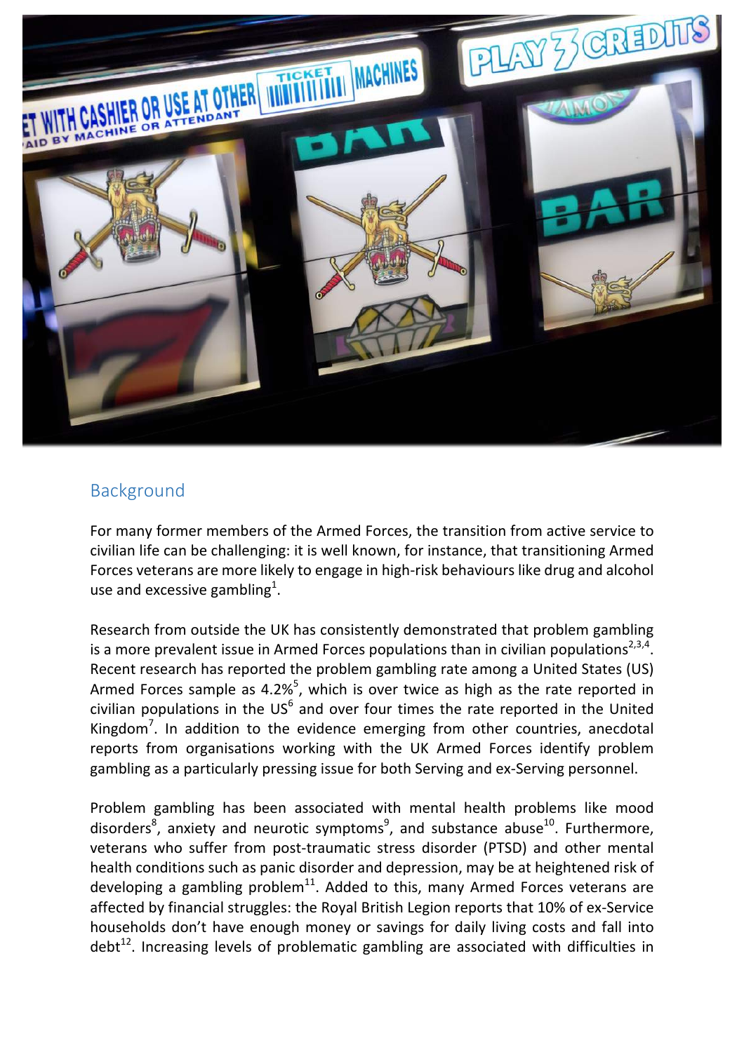## Background

For many former members of the Armed Forces, the transition from active service to civilian life can be challenging: it is well known, for instance, that transitioning Armed Forces veterans are more likely to engage in high-risk behaviours like drug and alcohol use and excessive gambling[1].

Research from outside the UK has consistently demonstrated that problem gambling is a more prevalent issue in Armed Forces populations than in civilian populations[2,3,4]. Recent research has reported the problem gambling rate among a United States (US) Armed Forces sample as 4.2%[5], which is over twice as high as the rate reported in civilian populations in the US[6] and over four times the rate reported in the United Kingdom[7]. In addition to the evidence emerging from other countries, anecdotal reports from organisations working with the UK Armed Forces identify problem gambling as a particularly pressing issue for both Serving and ex-Serving personnel.

Problem gambling has been associated with mental health problems like mood disorders[8], anxiety and neurotic symptoms[9], and substance abuse[10]. Furthermore, veterans who suffer from post-traumatic stress disorder (PTSD) and other mental health conditions such as panic disorder and depression, may be at heightened risk of developing a gambling problem[11]. Added to this, many Armed Forces veterans are affected by financial struggles: the Royal British Legion reports that 10% of ex-Service households don't have enough money or savings for daily living costs and fall into debt[12]. Increasing levels of problematic gambling are associated with difficulties in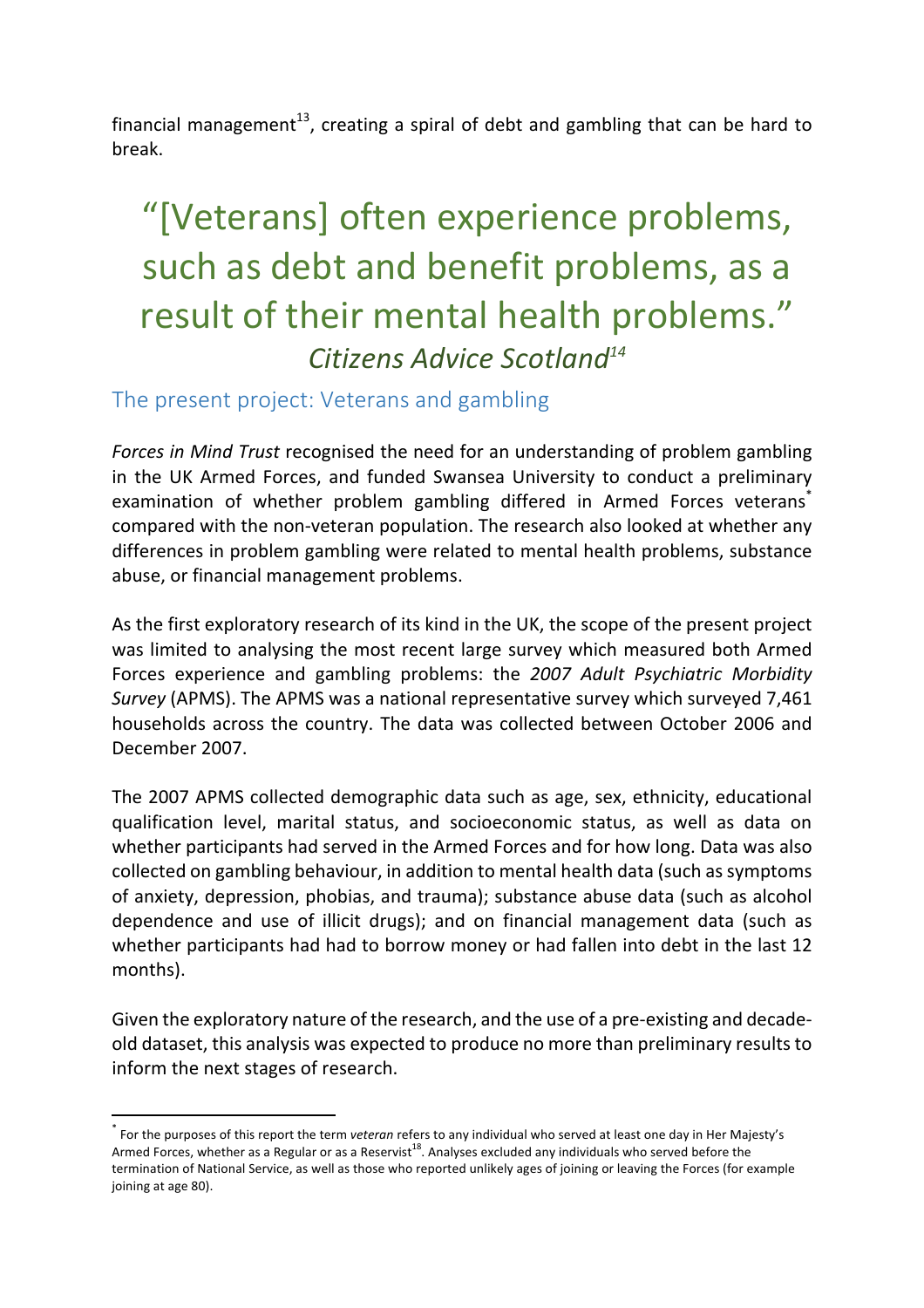financial management[13], creating a spiral of debt and gambling that can be hard to break.

> “[Veterans] often experience problems, such as debt and benefit problems, as a result of their mental health problems.”
> *Citizens Advice Scotland[14]*

## The present project: Veterans and gambling

*Forces in Mind Trust* recognised the need for an understanding of problem gambling in the UK Armed Forces, and funded Swansea University to conduct a preliminary examination of whether problem gambling differed in Armed Forces veterans* compared with the non-veteran population. The research also looked at whether any differences in problem gambling were related to mental health problems, substance abuse, or financial management problems.

As the first exploratory research of its kind in the UK, the scope of the present project was limited to analysing the most recent large survey which measured both Armed Forces experience and gambling problems: the *2007 Adult Psychiatric Morbidity Survey* (APMS). The APMS was a national representative survey which surveyed 7,461 households across the country. The data was collected between October 2006 and December 2007.

The 2007 APMS collected demographic data such as age, sex, ethnicity, educational qualification level, marital status, and socioeconomic status, as well as data on whether participants had served in the Armed Forces and for how long. Data was also collected on gambling behaviour, in addition to mental health data (such as symptoms of anxiety, depression, phobias, and trauma); substance abuse data (such as alcohol dependence and use of illicit drugs); and on financial management data (such as whether participants had had to borrow money or had fallen into debt in the last 12 months).

Given the exploratory nature of the research, and the use of a pre-existing and decade-old dataset, this analysis was expected to produce no more than preliminary results to inform the next stages of research.

---

* For the purposes of this report the term *veteran* refers to any individual who served at least one day in Her Majesty's Armed Forces, whether as a Regular or as a Reservist[18]. Analyses excluded any individuals who served before the termination of National Service, as well as those who reported unlikely ages of joining or leaving the Forces (for example joining at age 80).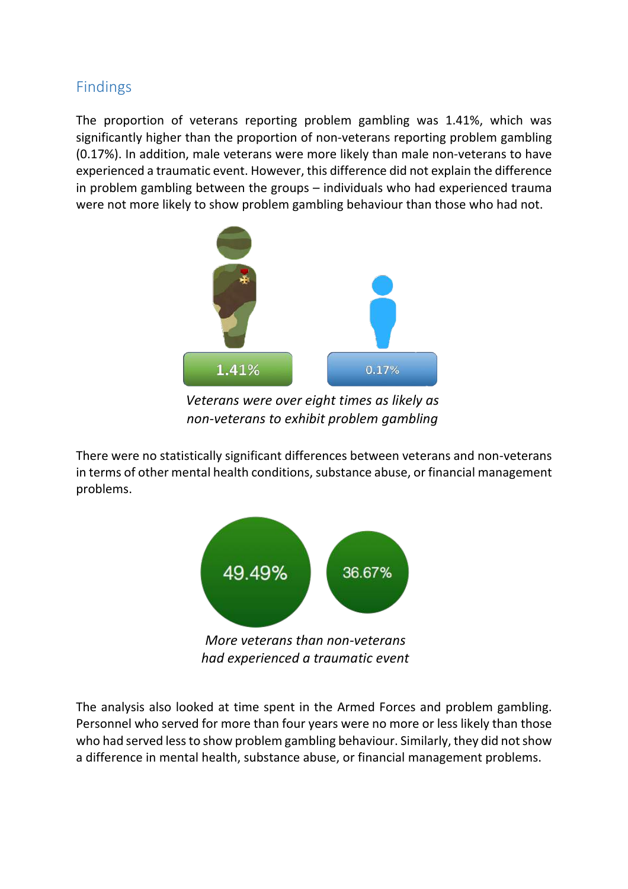## Findings

The proportion of veterans reporting problem gambling was 1.41%, which was significantly higher than the proportion of non-veterans reporting problem gambling (0.17%). In addition, male veterans were more likely than male non-veterans to have experienced a traumatic event. However, this difference did not explain the difference in problem gambling between the groups – individuals who had experienced trauma were not more likely to show problem gambling behaviour than those who had not.

1.41%   0.17%

*Veterans were over eight times as likely as non-veterans to exhibit problem gambling*

There were no statistically significant differences between veterans and non-veterans in terms of other mental health conditions, substance abuse, or financial management problems.

49.49%   36.67%

*More veterans than non-veterans had experienced a traumatic event*

The analysis also looked at time spent in the Armed Forces and problem gambling. Personnel who served for more than four years were no more or less likely than those who had served less to show problem gambling behaviour. Similarly, they did not show a difference in mental health, substance abuse, or financial management problems.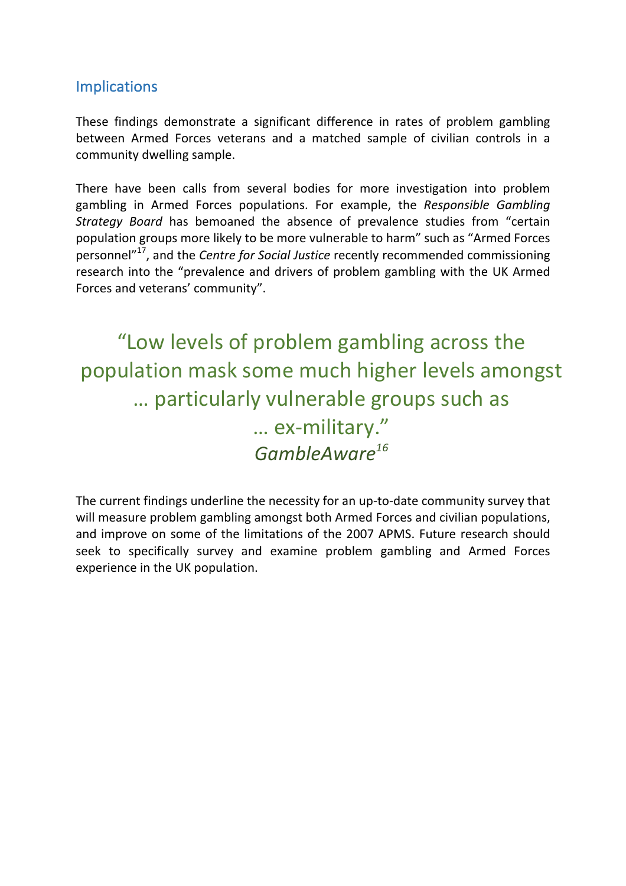## Implications

These findings demonstrate a significant difference in rates of problem gambling between Armed Forces veterans and a matched sample of civilian controls in a community dwelling sample.

There have been calls from several bodies for more investigation into problem gambling in Armed Forces populations. For example, the *Responsible Gambling Strategy Board* has bemoaned the absence of prevalence studies from "certain population groups more likely to be more vulnerable to harm" such as "Armed Forces personnel"[17], and the *Centre for Social Justice* recently recommended commissioning research into the "prevalence and drivers of problem gambling with the UK Armed Forces and veterans' community".

> "Low levels of problem gambling across the population mask some much higher levels amongst … particularly vulnerable groups such as … ex-military."
> *GambleAware*[16]

The current findings underline the necessity for an up-to-date community survey that will measure problem gambling amongst both Armed Forces and civilian populations, and improve on some of the limitations of the 2007 APMS. Future research should seek to specifically survey and examine problem gambling and Armed Forces experience in the UK population.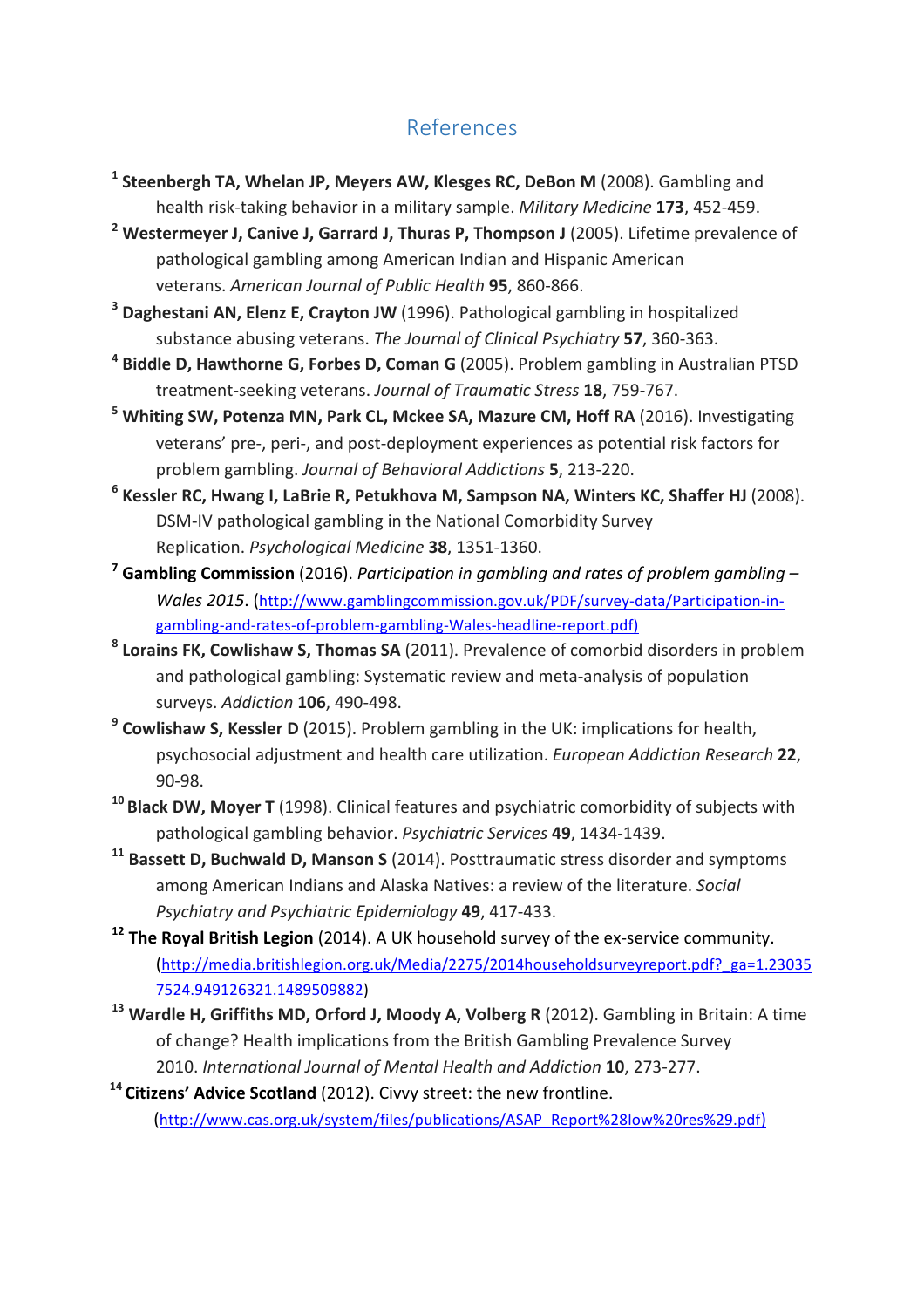## References

[1] **Steenbergh TA, Whelan JP, Meyers AW, Klesges RC, DeBon M** (2008). Gambling and health risk-taking behavior in a military sample. *Military Medicine* **173**, 452-459.

[2] **Westermeyer J, Canive J, Garrard J, Thuras P, Thompson J** (2005). Lifetime prevalence of pathological gambling among American Indian and Hispanic American veterans. *American Journal of Public Health* **95**, 860-866.

[3] **Daghestani AN, Elenz E, Crayton JW** (1996). Pathological gambling in hospitalized substance abusing veterans. *The Journal of Clinical Psychiatry* **57**, 360-363.

[4] **Biddle D, Hawthorne G, Forbes D, Coman G** (2005). Problem gambling in Australian PTSD treatment-seeking veterans. *Journal of Traumatic Stress* **18**, 759-767.

[5] **Whiting SW, Potenza MN, Park CL, Mckee SA, Mazure CM, Hoff RA** (2016). Investigating veterans' pre-, peri-, and post-deployment experiences as potential risk factors for problem gambling. *Journal of Behavioral Addictions* **5**, 213-220.

[6] **Kessler RC, Hwang I, LaBrie R, Petukhova M, Sampson NA, Winters KC, Shaffer HJ** (2008). DSM-IV pathological gambling in the National Comorbidity Survey Replication. *Psychological Medicine* **38**, 1351-1360.

[7] **Gambling Commission** (2016). *Participation in gambling and rates of problem gambling – Wales 2015*. (http://www.gamblingcommission.gov.uk/PDF/survey-data/Participation-in-gambling-and-rates-of-problem-gambling-Wales-headline-report.pdf)

[8] **Lorains FK, Cowlishaw S, Thomas SA** (2011). Prevalence of comorbid disorders in problem and pathological gambling: Systematic review and meta-analysis of population surveys. *Addiction* **106**, 490-498.

[9] **Cowlishaw S, Kessler D** (2015). Problem gambling in the UK: implications for health, psychosocial adjustment and health care utilization. *European Addiction Research* **22**, 90-98.

[10] **Black DW, Moyer T** (1998). Clinical features and psychiatric comorbidity of subjects with pathological gambling behavior. *Psychiatric Services* **49**, 1434-1439.

[11] **Bassett D, Buchwald D, Manson S** (2014). Posttraumatic stress disorder and symptoms among American Indians and Alaska Natives: a review of the literature. *Social Psychiatry and Psychiatric Epidemiology* **49**, 417-433.

[12] **The Royal British Legion** (2014). A UK household survey of the ex-service community. (http://media.britishlegion.org.uk/Media/2275/2014householdsurveyreport.pdf?_ga=1.230357524.949126321.1489509882)

[13] **Wardle H, Griffiths MD, Orford J, Moody A, Volberg R** (2012). Gambling in Britain: A time of change? Health implications from the British Gambling Prevalence Survey 2010. *International Journal of Mental Health and Addiction* **10**, 273-277.

[14] **Citizens' Advice Scotland** (2012). Civvy street: the new frontline. (http://www.cas.org.uk/system/files/publications/ASAP_Report%28low%20res%29.pdf)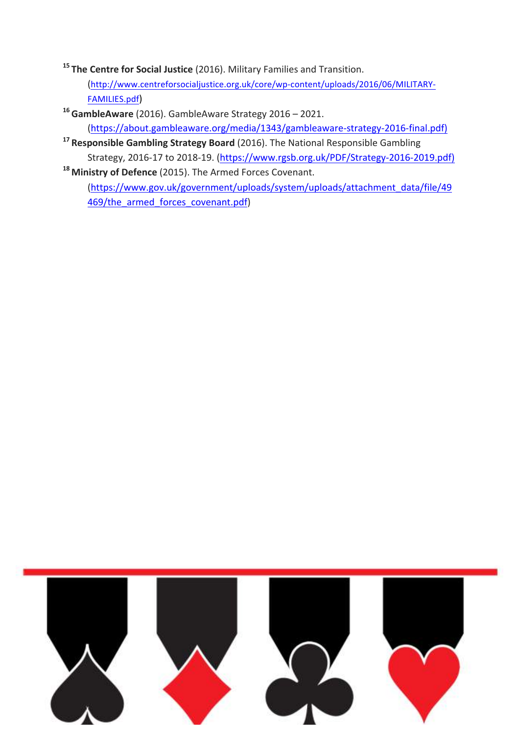[15] **The Centre for Social Justice** (2016). Military Families and Transition. (http://www.centreforsocialjustice.org.uk/core/wp-content/uploads/2016/06/MILITARY-FAMILIES.pdf)

[16] **GambleAware** (2016). GambleAware Strategy 2016 – 2021. (https://about.gambleaware.org/media/1343/gambleaware-strategy-2016-final.pdf)

[17] **Responsible Gambling Strategy Board** (2016). The National Responsible Gambling Strategy, 2016-17 to 2018-19. (https://www.rgsb.org.uk/PDF/Strategy-2016-2019.pdf)

[18] **Ministry of Defence** (2015). The Armed Forces Covenant. (https://www.gov.uk/government/uploads/system/uploads/attachment_data/file/49469/the_armed_forces_covenant.pdf)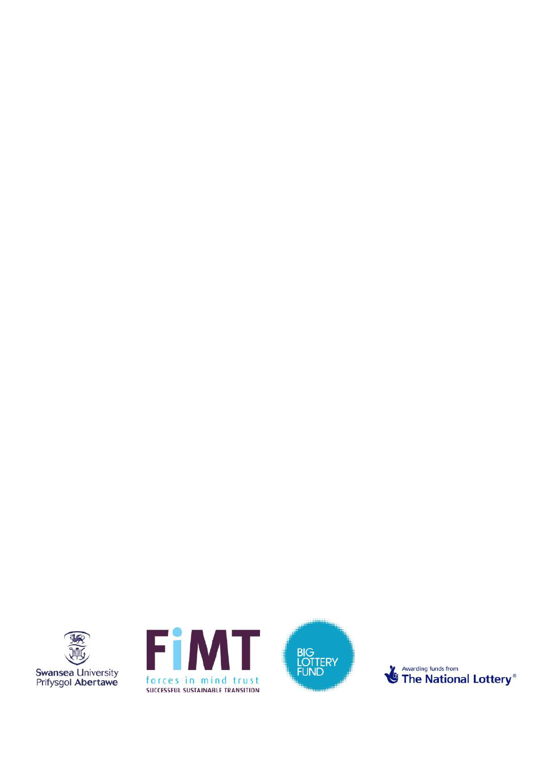Swansea University
Prifysgol Abertawe

FiMT
forces in mind trust
SUCCESSFUL SUSTAINABLE TRANSITION

BIG
LOTTERY
FUND

Awarding funds from
The National Lottery®